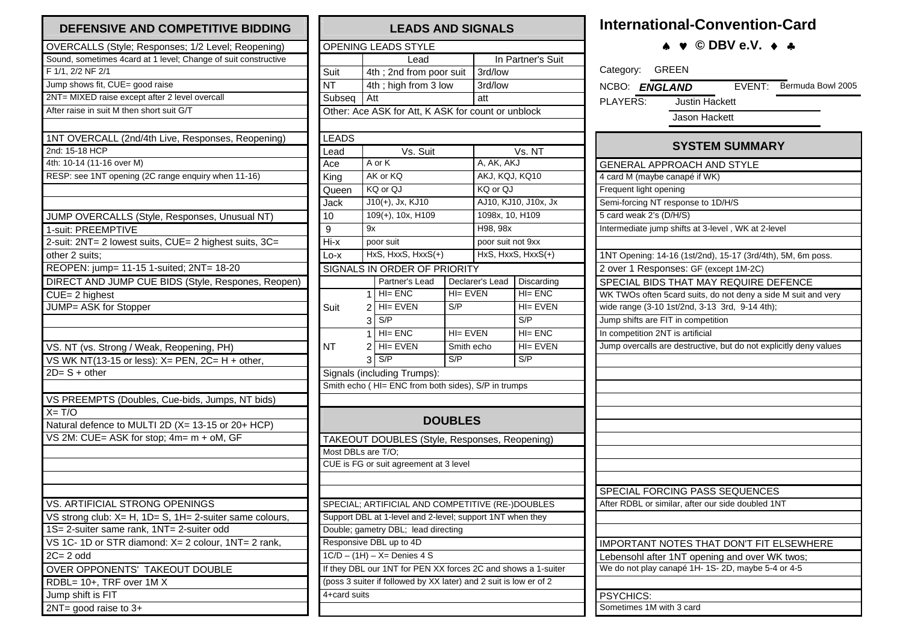# International-Convention-Card

♠ ♥ © DBV e.V. ♦ ♣

Category: GREEN

NCBO: *ENGLAND* EVENT: Bermuda Bowl 2005

PLAYERS: Justin Hackett

Jason Hackett

## DEFENSIVE AND COMPETITIVE BIDDING

**OVERCALLS (Style; Responses; 1/2 Level; Reopening)**

Sound, sometimes 4card at 1 level; Change of suit constructive

F 1/1, 2/2 NF 2/1

Jump shows fit, CUE= good raise

2NT= MIXED raise except after 2 level overcall

After raise in suit M then short suit G/T

**1NT OVERCALL (2nd/4th Live, Responses, Reopening)**

2nd: 15-18 HCP

4th: 10-14 (11-16 over M)

RESP: see 1NT opening (2C range enquiry when 11-16)

**JUMP OVERCALLS (Style, Responses, Unusual NT)**

1-suit: PREEMPTIVE

2-suit: 2NT= 2 lowest suits, CUE= 2 highest suits, 3C= other 2 suits;

REOPEN: jump= 11-15 1-suited; 2NT= 18-20

**DIRECT AND JUMP CUE BIDS (Style, Respones, Reopen)**

CUE= 2 highest

JUMP= ASK for Stopper

**VS. NT (vs. Strong / Weak, Reopening, PH)**

VS WK NT(13-15 or less): X= PEN, 2C= H + other,

2D= S + other

**VS PREEMPTS (Doubles, Cue-bids, Jumps, NT bids)**

X= T/O

Natural defence to MULTI 2D (X= 13-15 or 20+ HCP)

VS 2M: CUE= ASK for stop; 4m= m + oM, GF

**VS. ARTIFICIAL STRONG OPENINGS**

VS strong club: X= H, 1D= S, 1H= 2-suiter same colours,

1S= 2-suiter same rank, 1NT= 2-suiter odd

VS 1C- 1D or STR diamond: X= 2 colour, 1NT= 2 rank,

2C= 2 odd

**OVER OPPONENTS' TAKEOUT DOUBLE**

RDBL= 10+, TRF over 1M X

Jump shift is FIT

2NT= good raise to 3+

## LEADS AND SIGNALS

**OPENING LEADS STYLE**

| | Lead | In Partner's Suit |
|---|---|---|
| Suit | 4th ; 2nd from poor suit | 3rd/low |
| NT | 4th ; high from 3 low | 3rd/low |
| Subseq | Att | att |

Other: Ace ASK for Att, K ASK for count or unblock

**LEADS**

| Lead | Vs. Suit | Vs. NT |
|---|---|---|
| Ace | A or K | A, AK, AKJ |
| King | AK or KQ | AKJ, KQJ, KQ10 |
| Queen | KQ or QJ | KQ or QJ |
| Jack | J10(+), Jx, KJ10 | AJ10, KJ10, J10x, Jx |
| 10 | 109(+), 10x, H109 | 1098x, 10, H109 |
| 9 | 9x | H98, 98x |
| Hi-x | poor suit | poor suit not 9xx |
| Lo-x | HxS, HxxS, HxxS(+) | HxS, HxxS, HxxS(+) |

**SIGNALS IN ORDER OF PRIORITY**

| | | Partner's Lead | Declarer's Lead | Discarding |
|---|---|---|---|---|
| Suit | 1 | HI= ENC | HI= EVEN | HI= ENC |
| | 2 | HI= EVEN | S/P | HI= EVEN |
| | 3 | S/P | | S/P |
| NT | 1 | HI= ENC | HI= EVEN | HI= ENC |
| | 2 | HI= EVEN | Smith echo | HI= EVEN |
| | 3 | S/P | S/P | S/P |

Signals (including Trumps):

Smith echo ( HI= ENC from both sides), S/P in trumps

## DOUBLES

**TAKEOUT DOUBLES (Style, Responses, Reopening)**

Most DBLs are T/O;

CUE is FG or suit agreement at 3 level

**SPECIAL; ARTIFICIAL AND COMPETITIVE (RE-)DOUBLES**

Support DBL at 1-level and 2-level; support 1NT when they

Double; gametry DBL; lead directing

Responsive DBL up to 4D

1C/D – (1H) – X= Denies 4 S

If they DBL our 1NT for PEN XX forces 2C and shows a 1-suiter

(poss 3 suiter if followed by XX later) and 2 suit is low er of 2

4+card suits

## SYSTEM SUMMARY

**GENERAL APPROACH AND STYLE**

4 card M (maybe canapé if WK)

Frequent light opening

Semi-forcing NT response to 1D/H/S

5 card weak 2's (D/H/S)

Intermediate jump shifts at 3-level , WK at 2-level

1NT Opening: 14-16 (1st/2nd), 15-17 (3rd/4th), 5M, 6m poss.

2 over 1 Responses: GF (except 1M-2C)

**SPECIAL BIDS THAT MAY REQUIRE DEFENCE**

WK TWOs often 5card suits, do not deny a side M suit and very

wide range (3-10 1st/2nd, 3-13 3rd, 9-14 4th);

Jump shifts are FIT in competition

In competition 2NT is artificial

Jump overcalls are destructive, but do not explicitly deny values

**SPECIAL FORCING PASS SEQUENCES**

After RDBL or similar, after our side doubled 1NT

**IMPORTANT NOTES THAT DON'T FIT ELSEWHERE**

Lebensohl after 1NT opening and over WK twos;

We do not play canapé 1H- 1S- 2D, maybe 5-4 or 4-5

**PSYCHICS:**

Sometimes 1M with 3 card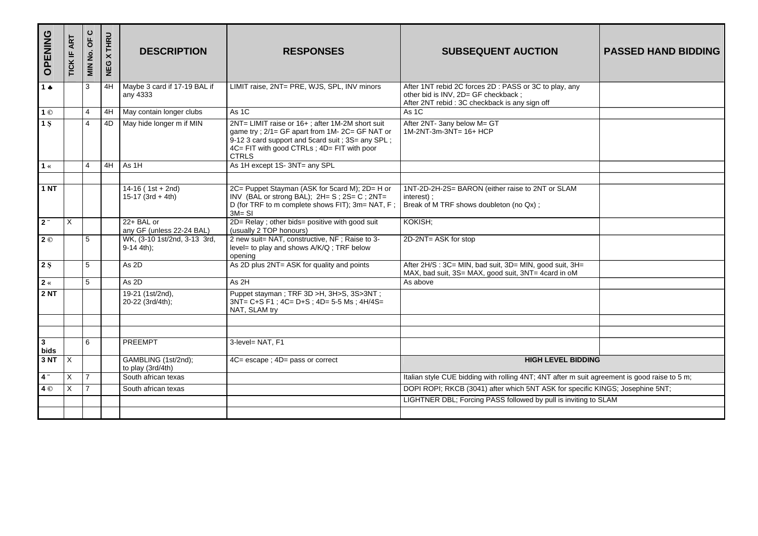| OPENING | TICK IF ART | MIN No. OF C | NEG X THRU | DESCRIPTION | RESPONSES | SUBSEQUENT AUCTION | PASSED HAND BIDDING |
|---|---|---|---|---|---|---|---|
| 1 ♣ | | 3 | 4H | Maybe 3 card if 17-19 BAL if any 4333 | LIMIT raise, 2NT= PRE, WJS, SPL, INV minors | After 1NT rebid 2C forces 2D : PASS or 3C to play, any other bid is INV, 2D= GF checkback ; After 2NT rebid : 3C checkback is any sign off | |
| 1 © | | 4 | 4H | May contain longer clubs | As 1C | As 1C | |
| 1 Ş | | 4 | 4D | May hide longer m if MIN | 2NT= LIMIT raise or 16+ ; after 1M-2M short suit game try ; 2/1= GF apart from 1M- 2C= GF NAT or 9-12 3 card support and 5card suit ; 3S= any SPL ; 4C= FIT with good CTRLs ; 4D= FIT with poor CTRLS | After 2NT- 3any below M= GT 1M-2NT-3m-3NT= 16+ HCP | |
| 1 « | | 4 | 4H | As 1H | As 1H except 1S- 3NT= any SPL | | |
| | | | | | | | |
| 1 NT | | | | 14-16 ( 1st + 2nd) 15-17 (3rd + 4th) | 2C= Puppet Stayman (ASK for 5card M); 2D= H or INV (BAL or strong BAL); 2H= S ; 2S= C ; 2NT= D (for TRF to m complete shows FIT); 3m= NAT, F ; 3M= SI | 1NT-2D-2H-2S= BARON (either raise to 2NT or SLAM interest) ; Break of M TRF shows doubleton (no Qx) ; | |
| 2 ¨ | X | | | 22+ BAL or any GF (unless 22-24 BAL) | 2D= Relay ; other bids= positive with good suit (usually 2 TOP honours) | KOKISH; | |
| 2 © | | 5 | | WK, (3-10 1st/2nd, 3-13 3rd, 9-14 4th); | 2 new suit= NAT, constructive, NF ; Raise to 3-level= to play and shows A/K/Q ; TRF below opening | 2D-2NT= ASK for stop | |
| 2 Ş | | 5 | | As 2D | As 2D plus 2NT= ASK for quality and points | After 2H/S : 3C= MIN, bad suit, 3D= MIN, good suit, 3H= MAX, bad suit, 3S= MAX, good suit, 3NT= 4card in oM | |
| 2 « | | 5 | | As 2D | As 2H | As above | |
| 2 NT | | | | 19-21 (1st/2nd), 20-22 (3rd/4th); | Puppet stayman ; TRF 3D >H, 3H>S, 3S>3NT ; 3NT= C+S F1 ; 4C= D+S ; 4D= 5-5 Ms ; 4H/4S= NAT, SLAM try | | |
| | | | | | | | |
| | | | | | | | |
| 3 bids | | 6 | | PREEMPT | 3-level= NAT, F1 | | |
| 3 NT | X | | | GAMBLING (1st/2nd); to play (3rd/4th) | 4C= escape ; 4D= pass or correct | **HIGH LEVEL BIDDING** | |
| 4 ¨ | X | 7 | | South african texas | | Italian style CUE bidding with rolling 4NT; 4NT after m suit agreement is good raise to 5 m; | |
| 4 © | X | 7 | | South african texas | | DOPI ROPI; RKCB (3041) after which 5NT ASK for specific KINGS; Josephine 5NT; | |
| | | | | | | LIGHTNER DBL; Forcing PASS followed by pull is inviting to SLAM | |
| | | | | | | | |